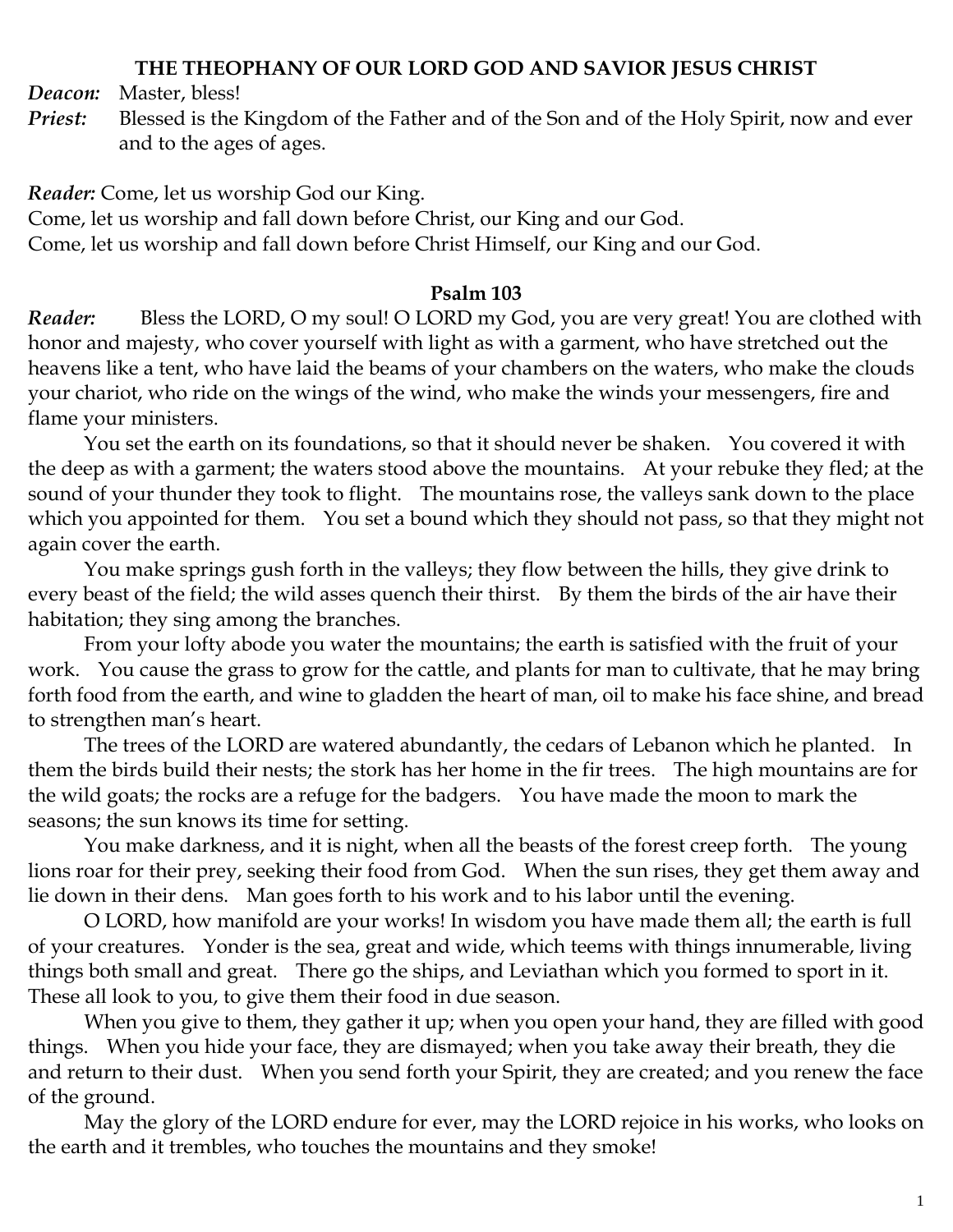# THE THEOPHANY OF OUR LORD GOD AND SAVIOR JESUS CHRIST

***Deacon:*** Master, bless!

***Priest:*** Blessed is the Kingdom of the Father and of the Son and of the Holy Spirit, now and ever and to the ages of ages.

***Reader:*** Come, let us worship God our King.
Come, let us worship and fall down before Christ, our King and our God.
Come, let us worship and fall down before Christ Himself, our King and our God.

## Psalm 103

***Reader:*** Bless the LORD, O my soul! O LORD my God, you are very great! You are clothed with honor and majesty, who cover yourself with light as with a garment, who have stretched out the heavens like a tent, who have laid the beams of your chambers on the waters, who make the clouds your chariot, who ride on the wings of the wind, who make the winds your messengers, fire and flame your ministers.

You set the earth on its foundations, so that it should never be shaken. You covered it with the deep as with a garment; the waters stood above the mountains. At your rebuke they fled; at the sound of your thunder they took to flight. The mountains rose, the valleys sank down to the place which you appointed for them. You set a bound which they should not pass, so that they might not again cover the earth.

You make springs gush forth in the valleys; they flow between the hills, they give drink to every beast of the field; the wild asses quench their thirst. By them the birds of the air have their habitation; they sing among the branches.

From your lofty abode you water the mountains; the earth is satisfied with the fruit of your work. You cause the grass to grow for the cattle, and plants for man to cultivate, that he may bring forth food from the earth, and wine to gladden the heart of man, oil to make his face shine, and bread to strengthen man's heart.

The trees of the LORD are watered abundantly, the cedars of Lebanon which he planted. In them the birds build their nests; the stork has her home in the fir trees. The high mountains are for the wild goats; the rocks are a refuge for the badgers. You have made the moon to mark the seasons; the sun knows its time for setting.

You make darkness, and it is night, when all the beasts of the forest creep forth. The young lions roar for their prey, seeking their food from God. When the sun rises, they get them away and lie down in their dens. Man goes forth to his work and to his labor until the evening.

O LORD, how manifold are your works! In wisdom you have made them all; the earth is full of your creatures. Yonder is the sea, great and wide, which teems with things innumerable, living things both small and great. There go the ships, and Leviathan which you formed to sport in it. These all look to you, to give them their food in due season.

When you give to them, they gather it up; when you open your hand, they are filled with good things. When you hide your face, they are dismayed; when you take away their breath, they die and return to their dust. When you send forth your Spirit, they are created; and you renew the face of the ground.

May the glory of the LORD endure for ever, may the LORD rejoice in his works, who looks on the earth and it trembles, who touches the mountains and they smoke!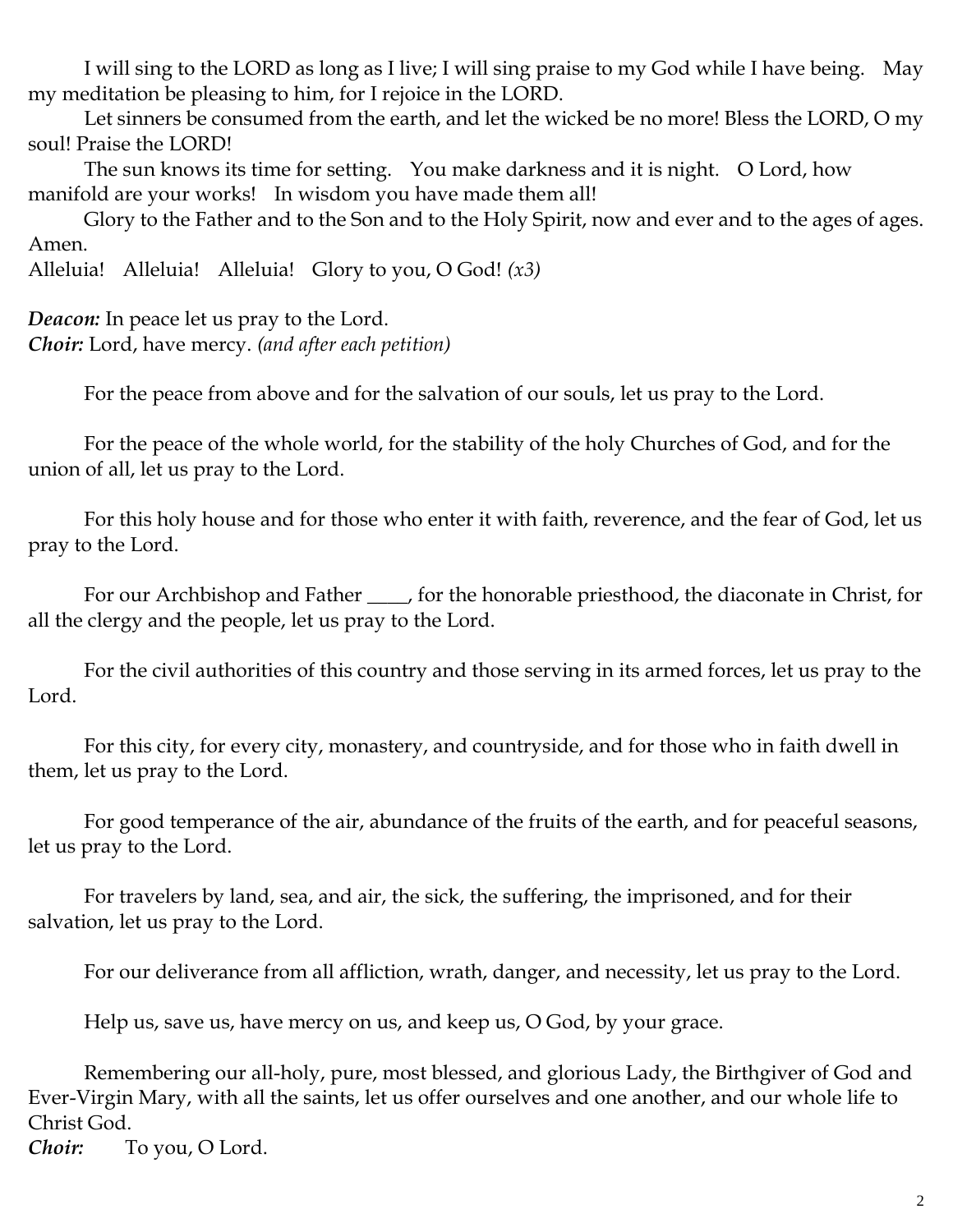I will sing to the LORD as long as I live; I will sing praise to my God while I have being. May my meditation be pleasing to him, for I rejoice in the LORD.

Let sinners be consumed from the earth, and let the wicked be no more! Bless the LORD, O my soul! Praise the LORD!

The sun knows its time for setting. You make darkness and it is night. O Lord, how manifold are your works! In wisdom you have made them all!

Glory to the Father and to the Son and to the Holy Spirit, now and ever and to the ages of ages. Amen.

Alleluia! Alleluia! Alleluia! Glory to you, O God! *(x3)*

***Deacon:*** In peace let us pray to the Lord.
***Choir:*** Lord, have mercy. *(and after each petition)*

For the peace from above and for the salvation of our souls, let us pray to the Lord.

For the peace of the whole world, for the stability of the holy Churches of God, and for the union of all, let us pray to the Lord.

For this holy house and for those who enter it with faith, reverence, and the fear of God, let us pray to the Lord.

For our Archbishop and Father ____, for the honorable priesthood, the diaconate in Christ, for all the clergy and the people, let us pray to the Lord.

For the civil authorities of this country and those serving in its armed forces, let us pray to the Lord.

For this city, for every city, monastery, and countryside, and for those who in faith dwell in them, let us pray to the Lord.

For good temperance of the air, abundance of the fruits of the earth, and for peaceful seasons, let us pray to the Lord.

For travelers by land, sea, and air, the sick, the suffering, the imprisoned, and for their salvation, let us pray to the Lord.

For our deliverance from all affliction, wrath, danger, and necessity, let us pray to the Lord.

Help us, save us, have mercy on us, and keep us, O God, by your grace.

Remembering our all-holy, pure, most blessed, and glorious Lady, the Birthgiver of God and Ever-Virgin Mary, with all the saints, let us offer ourselves and one another, and our whole life to Christ God.

***Choir:*** To you, O Lord.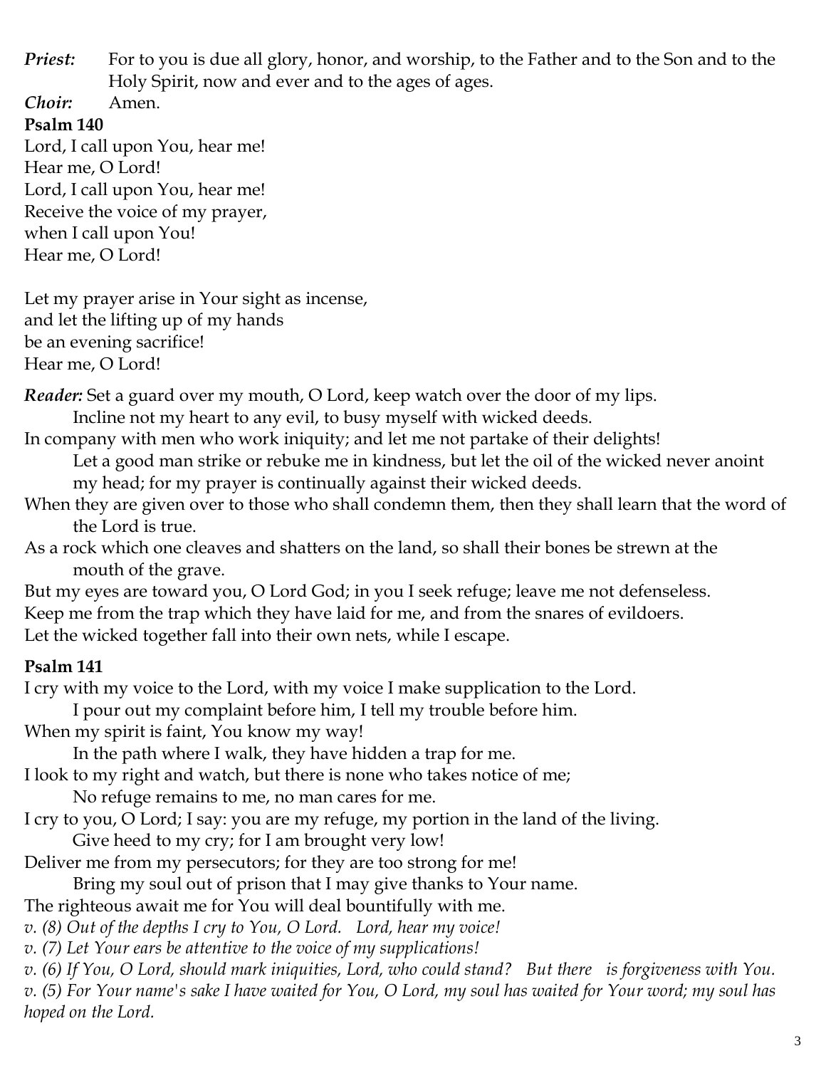***Priest:*** For to you is due all glory, honor, and worship, to the Father and to the Son and to the Holy Spirit, now and ever and to the ages of ages.

***Choir:*** Amen.

**Psalm 140**

Lord, I call upon You, hear me!
Hear me, O Lord!
Lord, I call upon You, hear me!
Receive the voice of my prayer,
when I call upon You!
Hear me, O Lord!

Let my prayer arise in Your sight as incense,
and let the lifting up of my hands
be an evening sacrifice!
Hear me, O Lord!

***Reader:*** Set a guard over my mouth, O Lord, keep watch over the door of my lips.
Incline not my heart to any evil, to busy myself with wicked deeds.
In company with men who work iniquity; and let me not partake of their delights!
Let a good man strike or rebuke me in kindness, but let the oil of the wicked never anoint my head; for my prayer is continually against their wicked deeds.
When they are given over to those who shall condemn them, then they shall learn that the word of the Lord is true.
As a rock which one cleaves and shatters on the land, so shall their bones be strewn at the mouth of the grave.
But my eyes are toward you, O Lord God; in you I seek refuge; leave me not defenseless.
Keep me from the trap which they have laid for me, and from the snares of evildoers.
Let the wicked together fall into their own nets, while I escape.

**Psalm 141**

I cry with my voice to the Lord, with my voice I make supplication to the Lord.
I pour out my complaint before him, I tell my trouble before him.
When my spirit is faint, You know my way!
In the path where I walk, they have hidden a trap for me.
I look to my right and watch, but there is none who takes notice of me;
No refuge remains to me, no man cares for me.
I cry to you, O Lord; I say: you are my refuge, my portion in the land of the living.
Give heed to my cry; for I am brought very low!
Deliver me from my persecutors; for they are too strong for me!
Bring my soul out of prison that I may give thanks to Your name.
The righteous await me for You will deal bountifully with me.

*v. (8) Out of the depths I cry to You, O Lord. Lord, hear my voice!*

*v. (7) Let Your ears be attentive to the voice of my supplications!*

*v. (6) If You, O Lord, should mark iniquities, Lord, who could stand? But there is forgiveness with You.*

*v. (5) For Your name's sake I have waited for You, O Lord, my soul has waited for Your word; my soul has hoped on the Lord.*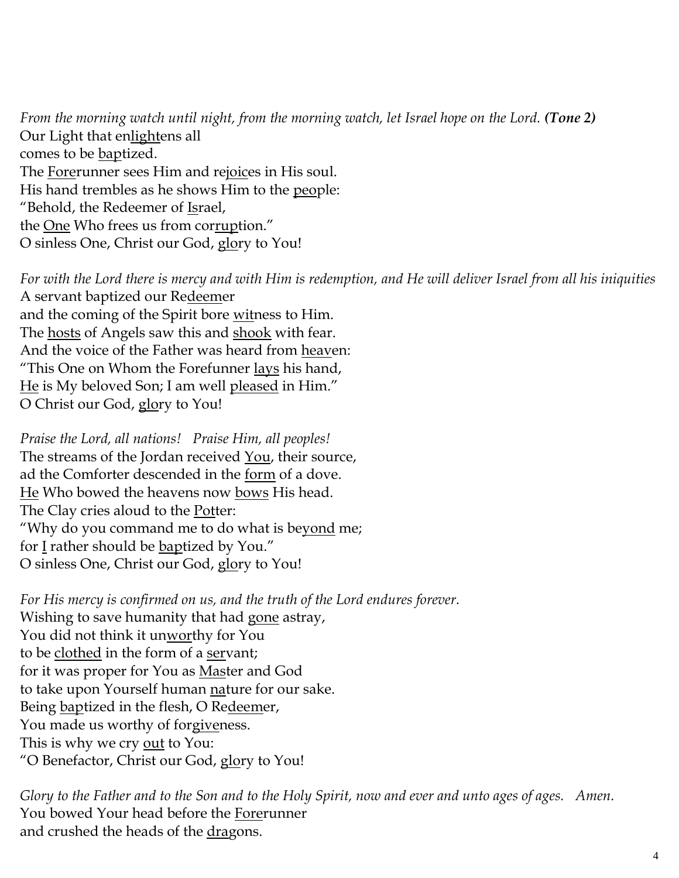*From the morning watch until night, from the morning watch, let Israel hope on the Lord.* ***(Tone 2)***
Our Light that en<u>light</u>ens all
comes to be <u>bap</u>tized.
The <u>Fore</u>runner sees Him and re<u>joic</u>es in His soul.
His hand trembles as he shows Him to the <u>peo</u>ple:
"Behold, the Redeemer of <u>Is</u>rael,
the <u>One</u> Who frees us from cor<u>rup</u>tion."
O sinless One, Christ our God, <u>glo</u>ry to You!

*For with the Lord there is mercy and with Him is redemption, and He will deliver Israel from all his iniquities*
A servant baptized our Re<u>deem</u>er
and the coming of the Spirit bore <u>wit</u>ness to Him.
The <u>hosts</u> of Angels saw this and <u>shook</u> with fear.
And the voice of the Father was heard from <u>heav</u>en:
"This One on Whom the Forefunner <u>lays</u> his hand,
<u>He</u> is My beloved Son; I am well <u>pleased</u> in Him."
O Christ our God, <u>glo</u>ry to You!

*Praise the Lord, all nations! Praise Him, all peoples!*
The streams of the Jordan received <u>You</u>, their source,
ad the Comforter descended in the <u>form</u> of a dove.
<u>He</u> Who bowed the heavens now <u>bows</u> His head.
The Clay cries aloud to the <u>Pot</u>ter:
"Why do you command me to do what is be<u>yond</u> me;
for <u>I</u> rather should be <u>bap</u>tized by You."
O sinless One, Christ our God, <u>glo</u>ry to You!

*For His mercy is confirmed on us, and the truth of the Lord endures forever.*
Wishing to save humanity that had <u>gone</u> astray,
You did not think it un<u>wor</u>thy for You
to be <u>clothed</u> in the form of a <u>ser</u>vant;
for it was proper for You as <u>Mas</u>ter and God
to take upon Yourself human <u>na</u>ture for our sake.
Being <u>bap</u>tized in the flesh, O Re<u>deem</u>er,
You made us worthy of for<u>give</u>ness.
This is why we cry <u>out</u> to You:
"O Benefactor, Christ our God, <u>glo</u>ry to You!

*Glory to the Father and to the Son and to the Holy Spirit, now and ever and unto ages of ages. Amen.*
You bowed Your head before the <u>Fore</u>runner
and crushed the heads of the <u>dra</u>gons.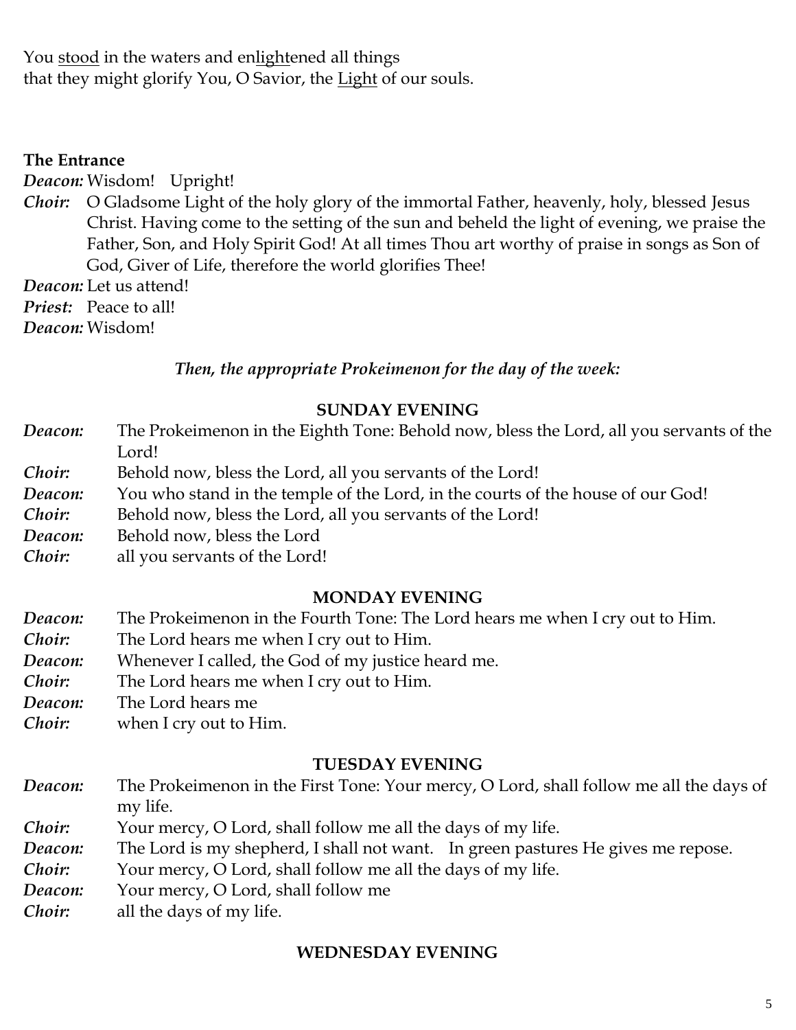You <u>stood</u> in the waters and en<u>light</u>ened all things
that they might glorify You, O Savior, the <u>Light</u> of our souls.

**The Entrance**

***Deacon:*** Wisdom! Upright!

***Choir:*** O Gladsome Light of the holy glory of the immortal Father, heavenly, holy, blessed Jesus Christ. Having come to the setting of the sun and beheld the light of evening, we praise the Father, Son, and Holy Spirit God! At all times Thou art worthy of praise in songs as Son of God, Giver of Life, therefore the world glorifies Thee!

***Deacon:*** Let us attend!

***Priest:*** Peace to all!

***Deacon:*** Wisdom!

***Then, the appropriate Prokeimenon for the day of the week:***

**SUNDAY EVENING**

***Deacon:*** The Prokeimenon in the Eighth Tone: Behold now, bless the Lord, all you servants of the Lord!

***Choir:*** Behold now, bless the Lord, all you servants of the Lord!

***Deacon:*** You who stand in the temple of the Lord, in the courts of the house of our God!

***Choir:*** Behold now, bless the Lord, all you servants of the Lord!

***Deacon:*** Behold now, bless the Lord

***Choir:*** all you servants of the Lord!

**MONDAY EVENING**

***Deacon:*** The Prokeimenon in the Fourth Tone: The Lord hears me when I cry out to Him.

***Choir:*** The Lord hears me when I cry out to Him.

***Deacon:*** Whenever I called, the God of my justice heard me.

***Choir:*** The Lord hears me when I cry out to Him.

***Deacon:*** The Lord hears me

***Choir:*** when I cry out to Him.

**TUESDAY EVENING**

***Deacon:*** The Prokeimenon in the First Tone: Your mercy, O Lord, shall follow me all the days of my life.

***Choir:*** Your mercy, O Lord, shall follow me all the days of my life.

***Deacon:*** The Lord is my shepherd, I shall not want. In green pastures He gives me repose.

***Choir:*** Your mercy, O Lord, shall follow me all the days of my life.

***Deacon:*** Your mercy, O Lord, shall follow me

***Choir:*** all the days of my life.

**WEDNESDAY EVENING**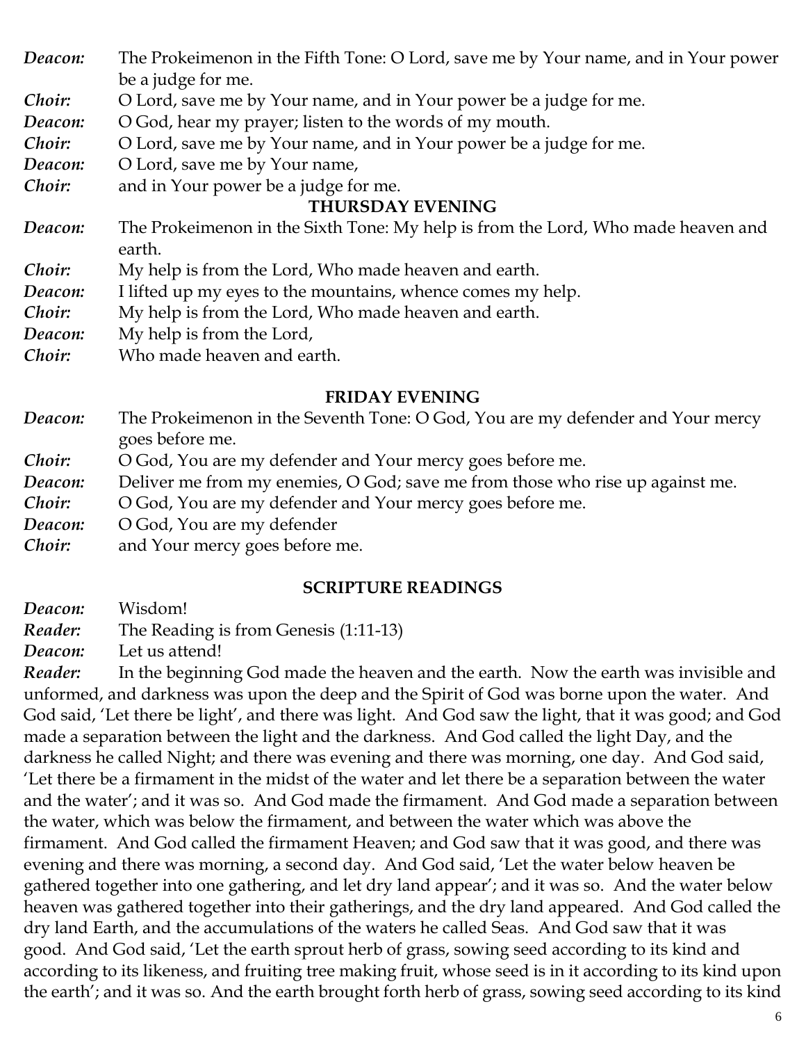*Deacon:* The Prokeimenon in the Fifth Tone: O Lord, save me by Your name, and in Your power be a judge for me.

*Choir:* O Lord, save me by Your name, and in Your power be a judge for me.

*Deacon:* O God, hear my prayer; listen to the words of my mouth.

*Choir:* O Lord, save me by Your name, and in Your power be a judge for me.

*Deacon:* O Lord, save me by Your name,

*Choir:* and in Your power be a judge for me.

### THURSDAY EVENING

*Deacon:* The Prokeimenon in the Sixth Tone: My help is from the Lord, Who made heaven and earth.

*Choir:* My help is from the Lord, Who made heaven and earth.

*Deacon:* I lifted up my eyes to the mountains, whence comes my help.

*Choir:* My help is from the Lord, Who made heaven and earth.

*Deacon:* My help is from the Lord,

*Choir:* Who made heaven and earth.

### FRIDAY EVENING

*Deacon:* The Prokeimenon in the Seventh Tone: O God, You are my defender and Your mercy goes before me.

*Choir:* O God, You are my defender and Your mercy goes before me.

*Deacon:* Deliver me from my enemies, O God; save me from those who rise up against me.

*Choir:* O God, You are my defender and Your mercy goes before me.

*Deacon:* O God, You are my defender

*Choir:* and Your mercy goes before me.

### SCRIPTURE READINGS

*Deacon:* Wisdom!

*Reader:* The Reading is from Genesis (1:11-13)

*Deacon:* Let us attend!

*Reader:* In the beginning God made the heaven and the earth. Now the earth was invisible and unformed, and darkness was upon the deep and the Spirit of God was borne upon the water. And God said, 'Let there be light', and there was light. And God saw the light, that it was good; and God made a separation between the light and the darkness. And God called the light Day, and the darkness he called Night; and there was evening and there was morning, one day. And God said, 'Let there be a firmament in the midst of the water and let there be a separation between the water and the water'; and it was so. And God made the firmament. And God made a separation between the water, which was below the firmament, and between the water which was above the firmament. And God called the firmament Heaven; and God saw that it was good, and there was evening and there was morning, a second day. And God said, 'Let the water below heaven be gathered together into one gathering, and let dry land appear'; and it was so. And the water below heaven was gathered together into their gatherings, and the dry land appeared. And God called the dry land Earth, and the accumulations of the waters he called Seas. And God saw that it was good. And God said, 'Let the earth sprout herb of grass, sowing seed according to its kind and according to its likeness, and fruiting tree making fruit, whose seed is in it according to its kind upon the earth'; and it was so. And the earth brought forth herb of grass, sowing seed according to its kind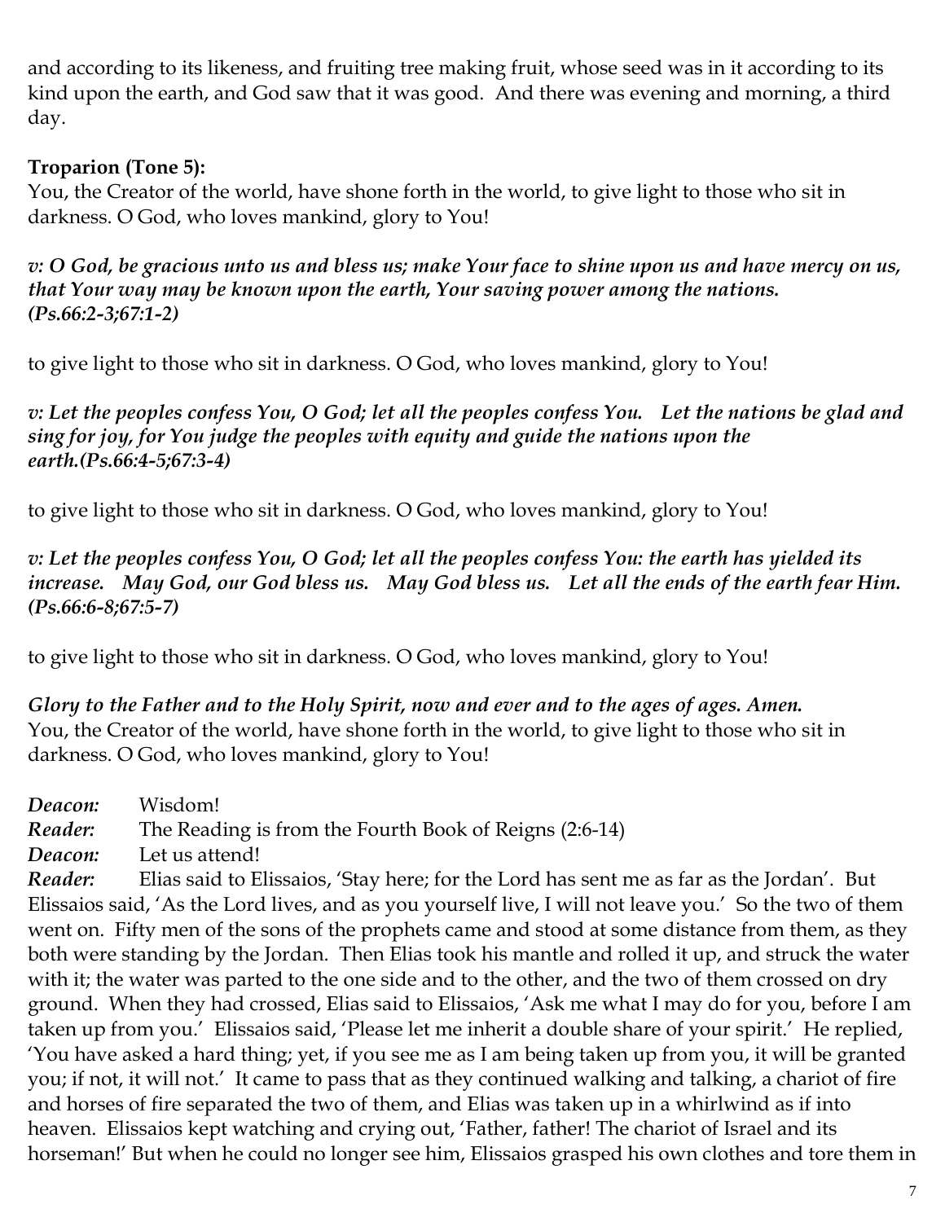and according to its likeness, and fruiting tree making fruit, whose seed was in it according to its kind upon the earth, and God saw that it was good. And there was evening and morning, a third day.

**Troparion (Tone 5):**
You, the Creator of the world, have shone forth in the world, to give light to those who sit in darkness. O God, who loves mankind, glory to You!

***v: O God, be gracious unto us and bless us; make Your face to shine upon us and have mercy on us, that Your way may be known upon the earth, Your saving power among the nations. (Ps.66:2-3;67:1-2)***

to give light to those who sit in darkness. O God, who loves mankind, glory to You!

***v: Let the peoples confess You, O God; let all the peoples confess You. Let the nations be glad and sing for joy, for You judge the peoples with equity and guide the nations upon the earth.(Ps.66:4-5;67:3-4)***

to give light to those who sit in darkness. O God, who loves mankind, glory to You!

***v: Let the peoples confess You, O God; let all the peoples confess You: the earth has yielded its increase. May God, our God bless us. May God bless us. Let all the ends of the earth fear Him. (Ps.66:6-8;67:5-7)***

to give light to those who sit in darkness. O God, who loves mankind, glory to You!

***Glory to the Father and to the Holy Spirit, now and ever and to the ages of ages. Amen.***
You, the Creator of the world, have shone forth in the world, to give light to those who sit in darkness. O God, who loves mankind, glory to You!

***Deacon:*** Wisdom!
***Reader:*** The Reading is from the Fourth Book of Reigns (2:6-14)
***Deacon:*** Let us attend!
***Reader:*** Elias said to Elissaios, 'Stay here; for the Lord has sent me as far as the Jordan'. But Elissaios said, 'As the Lord lives, and as you yourself live, I will not leave you.' So the two of them went on. Fifty men of the sons of the prophets came and stood at some distance from them, as they both were standing by the Jordan. Then Elias took his mantle and rolled it up, and struck the water with it; the water was parted to the one side and to the other, and the two of them crossed on dry ground. When they had crossed, Elias said to Elissaios, 'Ask me what I may do for you, before I am taken up from you.' Elissaios said, 'Please let me inherit a double share of your spirit.' He replied, 'You have asked a hard thing; yet, if you see me as I am being taken up from you, it will be granted you; if not, it will not.' It came to pass that as they continued walking and talking, a chariot of fire and horses of fire separated the two of them, and Elias was taken up in a whirlwind as if into heaven. Elissaios kept watching and crying out, 'Father, father! The chariot of Israel and its horseman!' But when he could no longer see him, Elissaios grasped his own clothes and tore them in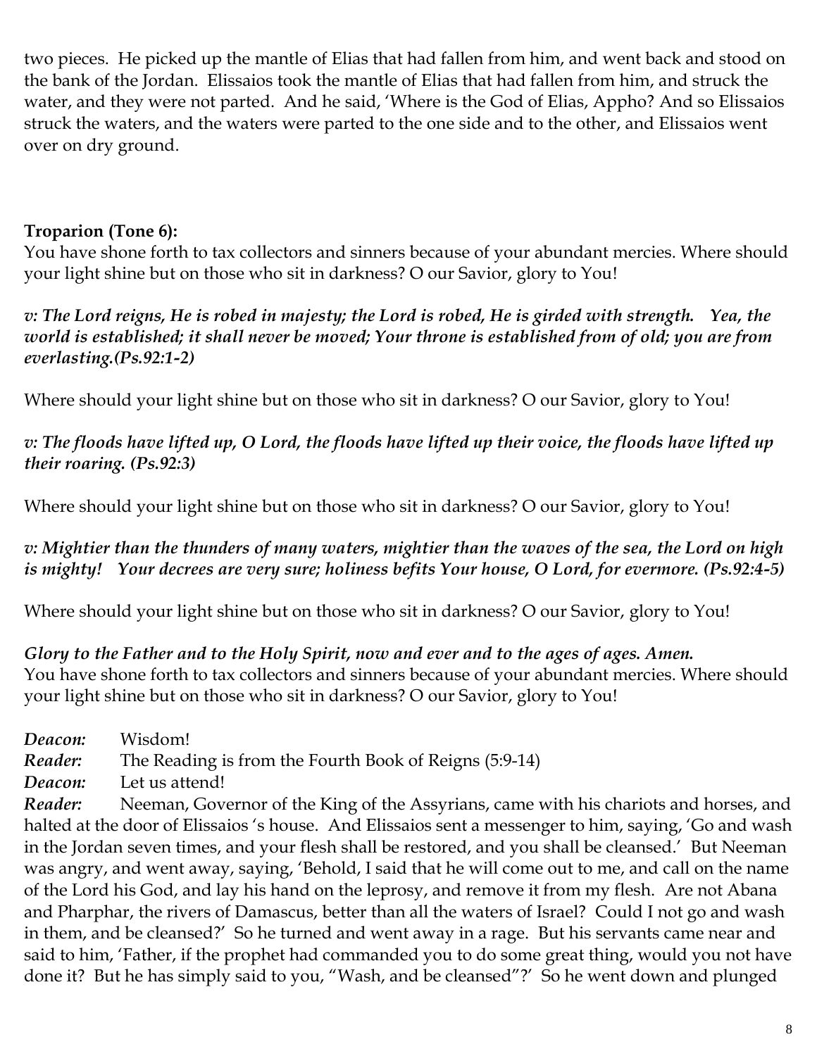two pieces. He picked up the mantle of Elias that had fallen from him, and went back and stood on the bank of the Jordan. Elissaios took the mantle of Elias that had fallen from him, and struck the water, and they were not parted. And he said, 'Where is the God of Elias, Appho? And so Elissaios struck the waters, and the waters were parted to the one side and to the other, and Elissaios went over on dry ground.

**Troparion (Tone 6):**
You have shone forth to tax collectors and sinners because of your abundant mercies. Where should your light shine but on those who sit in darkness? O our Savior, glory to You!

***v: The Lord reigns, He is robed in majesty; the Lord is robed, He is girded with strength. Yea, the world is established; it shall never be moved; Your throne is established from of old; you are from everlasting.(Ps.92:1-2)***

Where should your light shine but on those who sit in darkness? O our Savior, glory to You!

***v: The floods have lifted up, O Lord, the floods have lifted up their voice, the floods have lifted up their roaring. (Ps.92:3)***

Where should your light shine but on those who sit in darkness? O our Savior, glory to You!

***v: Mightier than the thunders of many waters, mightier than the waves of the sea, the Lord on high is mighty! Your decrees are very sure; holiness befits Your house, O Lord, for evermore. (Ps.92:4-5)***

Where should your light shine but on those who sit in darkness? O our Savior, glory to You!

***Glory to the Father and to the Holy Spirit, now and ever and to the ages of ages. Amen.***
You have shone forth to tax collectors and sinners because of your abundant mercies. Where should your light shine but on those who sit in darkness? O our Savior, glory to You!

***Deacon:*** Wisdom!
***Reader:*** The Reading is from the Fourth Book of Reigns (5:9-14)
***Deacon:*** Let us attend!
***Reader:*** Neeman, Governor of the King of the Assyrians, came with his chariots and horses, and halted at the door of Elissaios 's house. And Elissaios sent a messenger to him, saying, 'Go and wash in the Jordan seven times, and your flesh shall be restored, and you shall be cleansed.' But Neeman was angry, and went away, saying, 'Behold, I said that he will come out to me, and call on the name of the Lord his God, and lay his hand on the leprosy, and remove it from my flesh. Are not Abana and Pharphar, the rivers of Damascus, better than all the waters of Israel? Could I not go and wash in them, and be cleansed?' So he turned and went away in a rage. But his servants came near and said to him, 'Father, if the prophet had commanded you to do some great thing, would you not have done it? But he has simply said to you, "Wash, and be cleansed"?' So he went down and plunged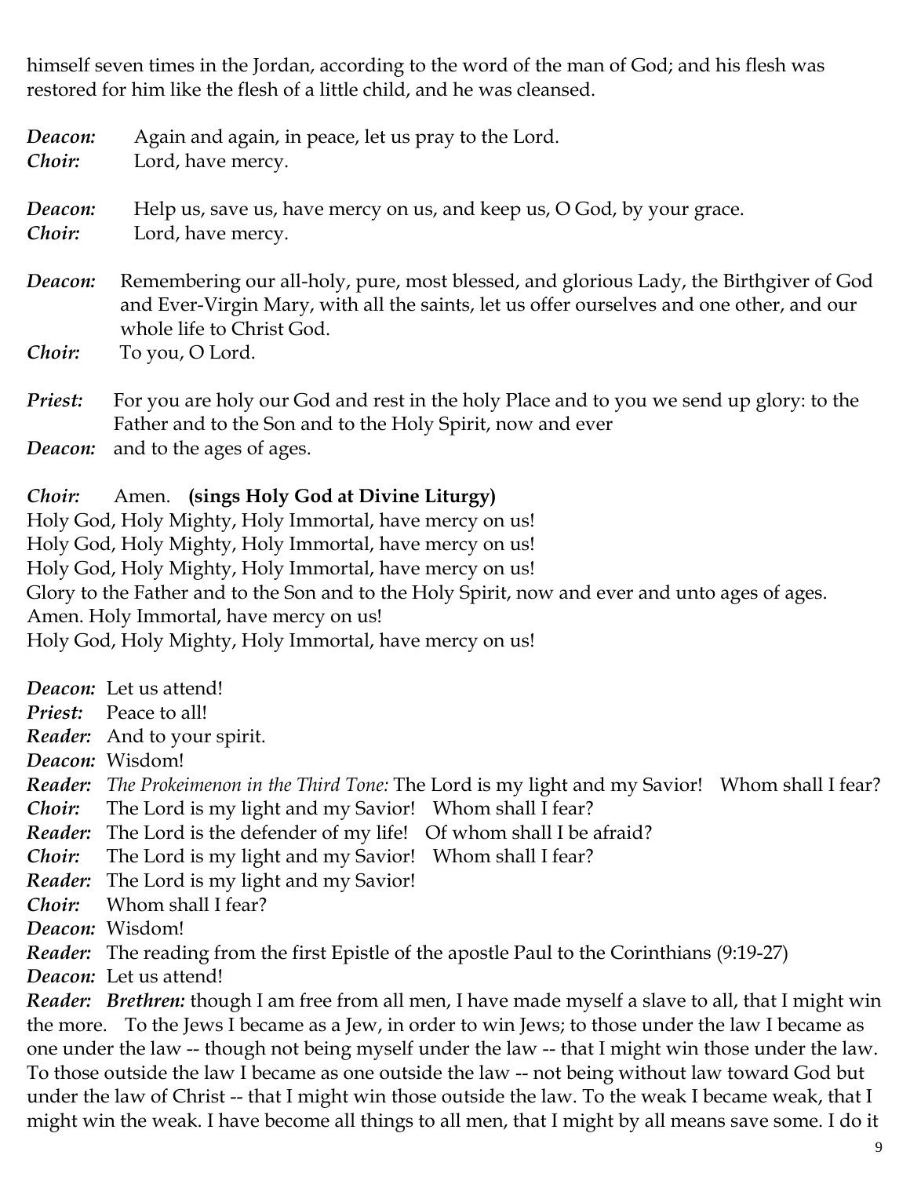himself seven times in the Jordan, according to the word of the man of God; and his flesh was restored for him like the flesh of a little child, and he was cleansed.

***Deacon:*** Again and again, in peace, let us pray to the Lord.
***Choir:*** Lord, have mercy.

***Deacon:*** Help us, save us, have mercy on us, and keep us, O God, by your grace.
***Choir:*** Lord, have mercy.

***Deacon:*** Remembering our all-holy, pure, most blessed, and glorious Lady, the Birthgiver of God and Ever-Virgin Mary, with all the saints, let us offer ourselves and one other, and our whole life to Christ God.
***Choir:*** To you, O Lord.

***Priest:*** For you are holy our God and rest in the holy Place and to you we send up glory: to the Father and to the Son and to the Holy Spirit, now and ever
***Deacon:*** and to the ages of ages.

***Choir:*** Amen. **(sings Holy God at Divine Liturgy)**
Holy God, Holy Mighty, Holy Immortal, have mercy on us!
Holy God, Holy Mighty, Holy Immortal, have mercy on us!
Holy God, Holy Mighty, Holy Immortal, have mercy on us!
Glory to the Father and to the Son and to the Holy Spirit, now and ever and unto ages of ages.
Amen. Holy Immortal, have mercy on us!
Holy God, Holy Mighty, Holy Immortal, have mercy on us!

***Deacon:*** Let us attend!
***Priest:*** Peace to all!
***Reader:*** And to your spirit.
***Deacon:*** Wisdom!
***Reader:*** *The Prokeimenon in the Third Tone:* The Lord is my light and my Savior! Whom shall I fear?
***Choir:*** The Lord is my light and my Savior! Whom shall I fear?
***Reader:*** The Lord is the defender of my life! Of whom shall I be afraid?
***Choir:*** The Lord is my light and my Savior! Whom shall I fear?
***Reader:*** The Lord is my light and my Savior!
***Choir:*** Whom shall I fear?
***Deacon:*** Wisdom!
***Reader:*** The reading from the first Epistle of the apostle Paul to the Corinthians (9:19-27)
***Deacon:*** Let us attend!
***Reader:*** ***Brethren:*** though I am free from all men, I have made myself a slave to all, that I might win the more. To the Jews I became as a Jew, in order to win Jews; to those under the law I became as one under the law -- though not being myself under the law -- that I might win those under the law. To those outside the law I became as one outside the law -- not being without law toward God but under the law of Christ -- that I might win those outside the law. To the weak I became weak, that I might win the weak. I have become all things to all men, that I might by all means save some. I do it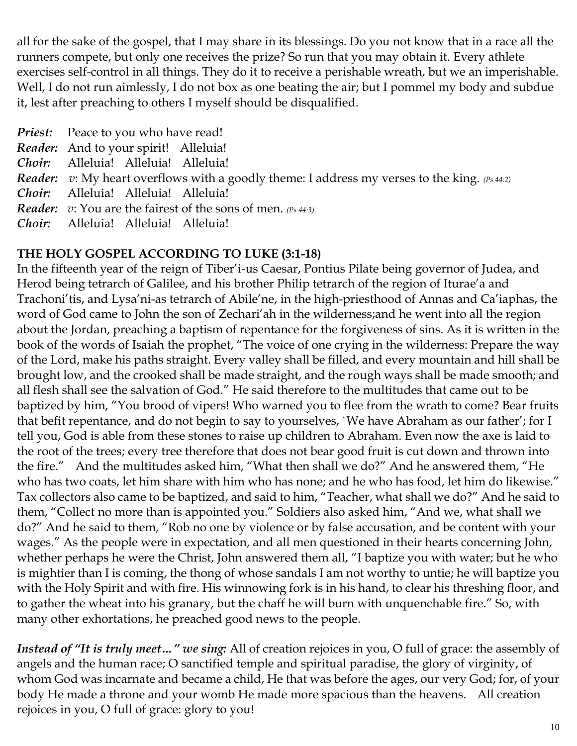all for the sake of the gospel, that I may share in its blessings. Do you not know that in a race all the runners compete, but only one receives the prize? So run that you may obtain it. Every athlete exercises self-control in all things. They do it to receive a perishable wreath, but we an imperishable. Well, I do not run aimlessly, I do not box as one beating the air; but I pommel my body and subdue it, lest after preaching to others I myself should be disqualified.

***Priest:*** Peace to you who have read!
***Reader:*** And to your spirit! Alleluia!
***Choir:*** Alleluia! Alleluia! Alleluia!
***Reader:*** *v*: My heart overflows with a goodly theme: I address my verses to the king. *(Ps 44:2)*
***Choir:*** Alleluia! Alleluia! Alleluia!
***Reader:*** *v*: You are the fairest of the sons of men. *(Ps 44:3)*
***Choir:*** Alleluia! Alleluia! Alleluia!

**THE HOLY GOSPEL ACCORDING TO LUKE (3:1-18)**

In the fifteenth year of the reign of Tiber'i-us Caesar, Pontius Pilate being governor of Judea, and Herod being tetrarch of Galilee, and his brother Philip tetrarch of the region of Iturae'a and Trachoni'tis, and Lysa'ni-as tetrarch of Abile'ne, in the high-priesthood of Annas and Ca'iaphas, the word of God came to John the son of Zechari'ah in the wilderness;and he went into all the region about the Jordan, preaching a baptism of repentance for the forgiveness of sins. As it is written in the book of the words of Isaiah the prophet, "The voice of one crying in the wilderness: Prepare the way of the Lord, make his paths straight. Every valley shall be filled, and every mountain and hill shall be brought low, and the crooked shall be made straight, and the rough ways shall be made smooth; and all flesh shall see the salvation of God." He said therefore to the multitudes that came out to be baptized by him, "You brood of vipers! Who warned you to flee from the wrath to come? Bear fruits that befit repentance, and do not begin to say to yourselves, `We have Abraham as our father'; for I tell you, God is able from these stones to raise up children to Abraham. Even now the axe is laid to the root of the trees; every tree therefore that does not bear good fruit is cut down and thrown into the fire." And the multitudes asked him, "What then shall we do?" And he answered them, "He who has two coats, let him share with him who has none; and he who has food, let him do likewise." Tax collectors also came to be baptized, and said to him, "Teacher, what shall we do?" And he said to them, "Collect no more than is appointed you." Soldiers also asked him, "And we, what shall we do?" And he said to them, "Rob no one by violence or by false accusation, and be content with your wages." As the people were in expectation, and all men questioned in their hearts concerning John, whether perhaps he were the Christ, John answered them all, "I baptize you with water; but he who is mightier than I is coming, the thong of whose sandals I am not worthy to untie; he will baptize you with the Holy Spirit and with fire. His winnowing fork is in his hand, to clear his threshing floor, and to gather the wheat into his granary, but the chaff he will burn with unquenchable fire." So, with many other exhortations, he preached good news to the people.

***Instead of "It is truly meet…" we sing:*** All of creation rejoices in you, O full of grace: the assembly of angels and the human race; O sanctified temple and spiritual paradise, the glory of virginity, of whom God was incarnate and became a child, He that was before the ages, our very God; for, of your body He made a throne and your womb He made more spacious than the heavens. All creation rejoices in you, O full of grace: glory to you!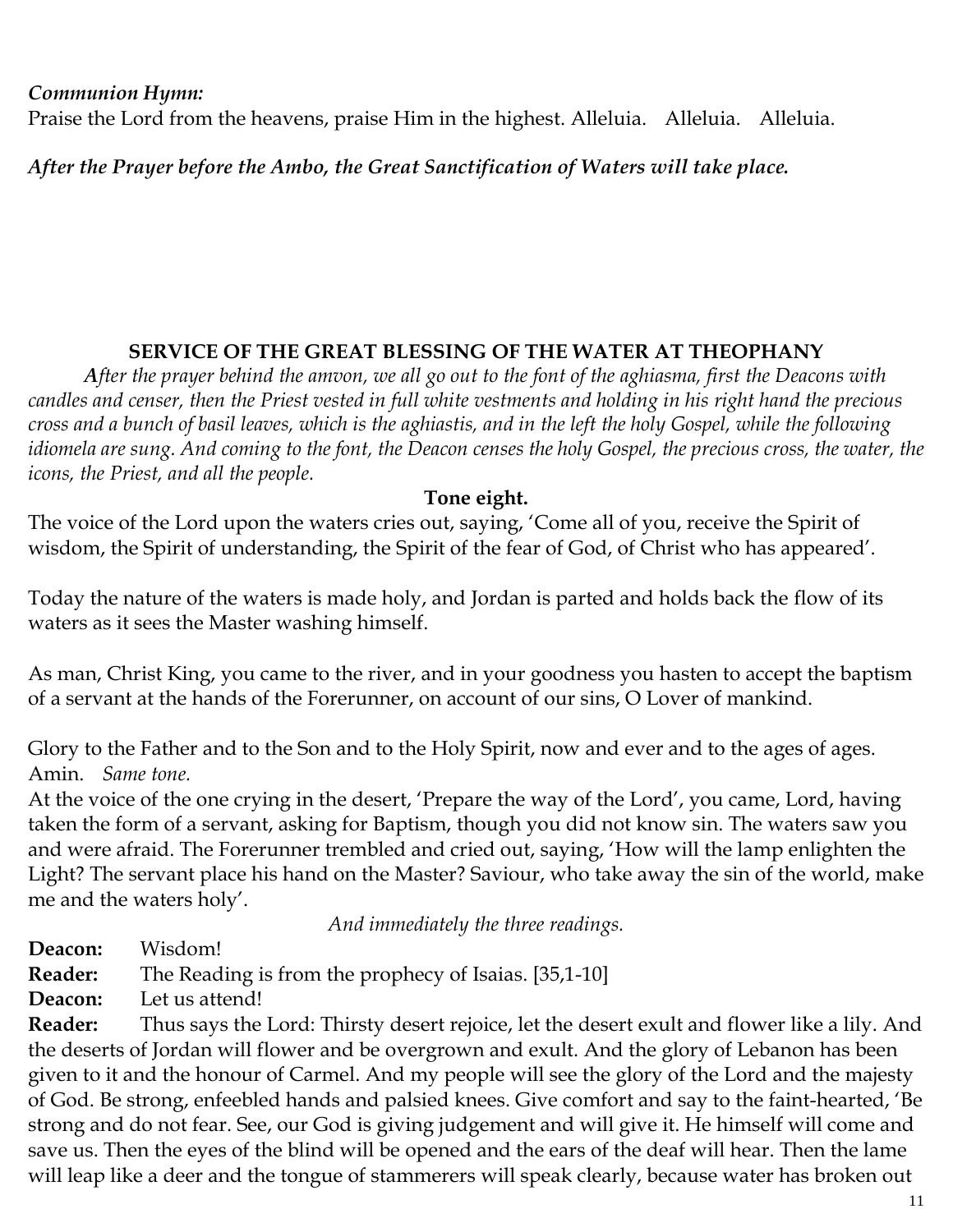***Communion Hymn:***
Praise the Lord from the heavens, praise Him in the highest. Alleluia. Alleluia. Alleluia.

***After the Prayer before the Ambo, the Great Sanctification of Waters will take place.***

## SERVICE OF THE GREAT BLESSING OF THE WATER AT THEOPHANY

*After the prayer behind the amvon, we all go out to the font of the aghiasma, first the Deacons with candles and censer, then the Priest vested in full white vestments and holding in his right hand the precious cross and a bunch of basil leaves, which is the aghiastis, and in the left the holy Gospel, while the following idiomela are sung. And coming to the font, the Deacon censes the holy Gospel, the precious cross, the water, the icons, the Priest, and all the people.*

**Tone eight.**

The voice of the Lord upon the waters cries out, saying, 'Come all of you, receive the Spirit of wisdom, the Spirit of understanding, the Spirit of the fear of God, of Christ who has appeared'.

Today the nature of the waters is made holy, and Jordan is parted and holds back the flow of its waters as it sees the Master washing himself.

As man, Christ King, you came to the river, and in your goodness you hasten to accept the baptism of a servant at the hands of the Forerunner, on account of our sins, O Lover of mankind.

Glory to the Father and to the Son and to the Holy Spirit, now and ever and to the ages of ages. Amin. *Same tone.*
At the voice of the one crying in the desert, 'Prepare the way of the Lord', you came, Lord, having taken the form of a servant, asking for Baptism, though you did not know sin. The waters saw you and were afraid. The Forerunner trembled and cried out, saying, 'How will the lamp enlighten the Light? The servant place his hand on the Master? Saviour, who take away the sin of the world, make me and the waters holy'.

*And immediately the three readings.*

**Deacon:** Wisdom!
**Reader:** The Reading is from the prophecy of Isaias. [35,1-10]
**Deacon:** Let us attend!
**Reader:** Thus says the Lord: Thirsty desert rejoice, let the desert exult and flower like a lily. And the deserts of Jordan will flower and be overgrown and exult. And the glory of Lebanon has been given to it and the honour of Carmel. And my people will see the glory of the Lord and the majesty of God. Be strong, enfeebled hands and palsied knees. Give comfort and say to the faint-hearted, 'Be strong and do not fear. See, our God is giving judgement and will give it. He himself will come and save us. Then the eyes of the blind will be opened and the ears of the deaf will hear. Then the lame will leap like a deer and the tongue of stammerers will speak clearly, because water has broken out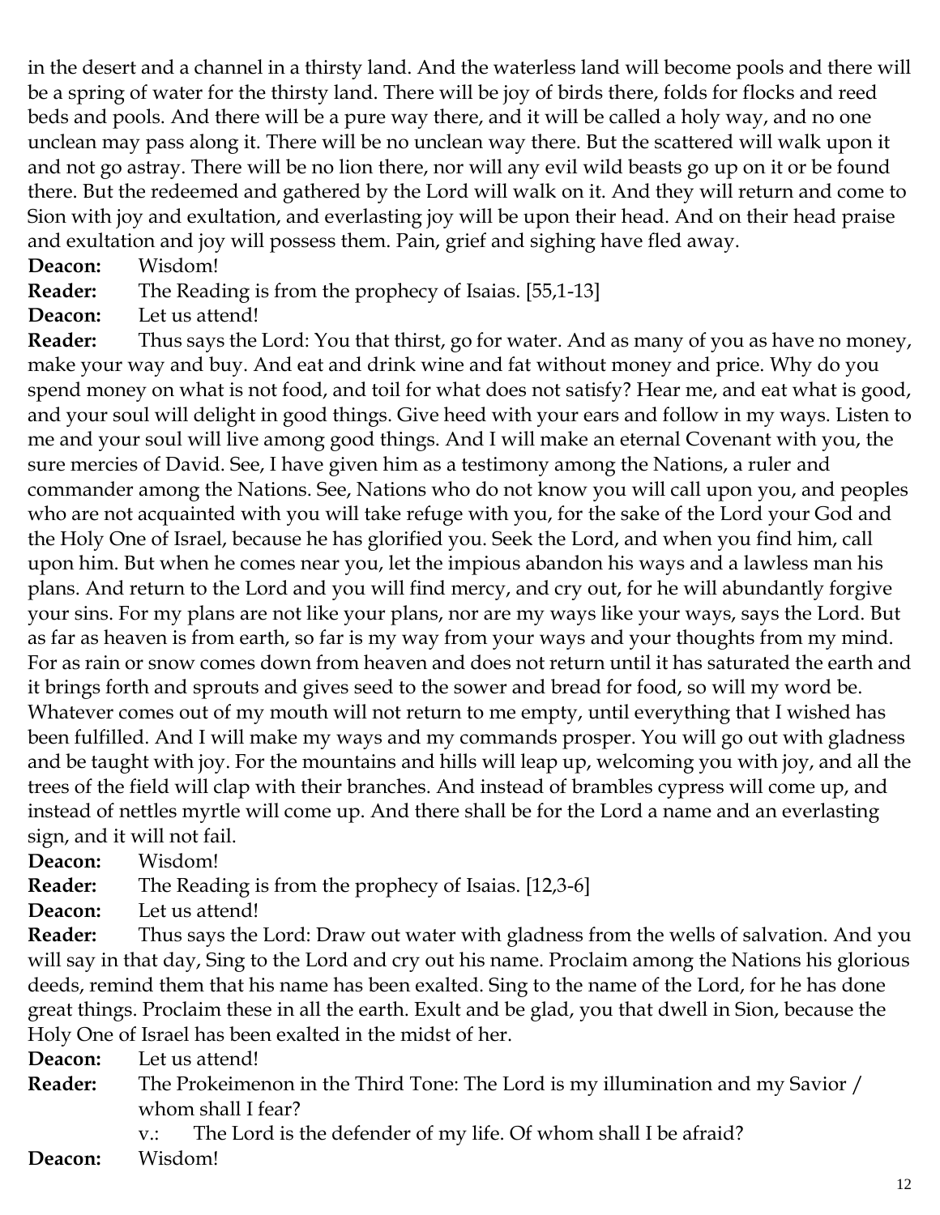in the desert and a channel in a thirsty land. And the waterless land will become pools and there will be a spring of water for the thirsty land. There will be joy of birds there, folds for flocks and reed beds and pools. And there will be a pure way there, and it will be called a holy way, and no one unclean may pass along it. There will be no unclean way there. But the scattered will walk upon it and not go astray. There will be no lion there, nor will any evil wild beasts go up on it or be found there. But the redeemed and gathered by the Lord will walk on it. And they will return and come to Sion with joy and exultation, and everlasting joy will be upon their head. And on their head praise and exultation and joy will possess them. Pain, grief and sighing have fled away.

**Deacon:** Wisdom!

**Reader:** The Reading is from the prophecy of Isaias. [55,1-13]

**Deacon:** Let us attend!

**Reader:** Thus says the Lord: You that thirst, go for water. And as many of you as have no money, make your way and buy. And eat and drink wine and fat without money and price. Why do you spend money on what is not food, and toil for what does not satisfy? Hear me, and eat what is good, and your soul will delight in good things. Give heed with your ears and follow in my ways. Listen to me and your soul will live among good things. And I will make an eternal Covenant with you, the sure mercies of David. See, I have given him as a testimony among the Nations, a ruler and commander among the Nations. See, Nations who do not know you will call upon you, and peoples who are not acquainted with you will take refuge with you, for the sake of the Lord your God and the Holy One of Israel, because he has glorified you. Seek the Lord, and when you find him, call upon him. But when he comes near you, let the impious abandon his ways and a lawless man his plans. And return to the Lord and you will find mercy, and cry out, for he will abundantly forgive your sins. For my plans are not like your plans, nor are my ways like your ways, says the Lord. But as far as heaven is from earth, so far is my way from your ways and your thoughts from my mind. For as rain or snow comes down from heaven and does not return until it has saturated the earth and it brings forth and sprouts and gives seed to the sower and bread for food, so will my word be. Whatever comes out of my mouth will not return to me empty, until everything that I wished has been fulfilled. And I will make my ways and my commands prosper. You will go out with gladness and be taught with joy. For the mountains and hills will leap up, welcoming you with joy, and all the trees of the field will clap with their branches. And instead of brambles cypress will come up, and instead of nettles myrtle will come up. And there shall be for the Lord a name and an everlasting sign, and it will not fail.

**Deacon:** Wisdom!

**Reader:** The Reading is from the prophecy of Isaias. [12,3-6]

**Deacon:** Let us attend!

**Reader:** Thus says the Lord: Draw out water with gladness from the wells of salvation. And you will say in that day, Sing to the Lord and cry out his name. Proclaim among the Nations his glorious deeds, remind them that his name has been exalted. Sing to the name of the Lord, for he has done great things. Proclaim these in all the earth. Exult and be glad, you that dwell in Sion, because the Holy One of Israel has been exalted in the midst of her.

**Deacon:** Let us attend!

**Reader:** The Prokeimenon in the Third Tone: The Lord is my illumination and my Savior / whom shall I fear?

v.: The Lord is the defender of my life. Of whom shall I be afraid?

**Deacon:** Wisdom!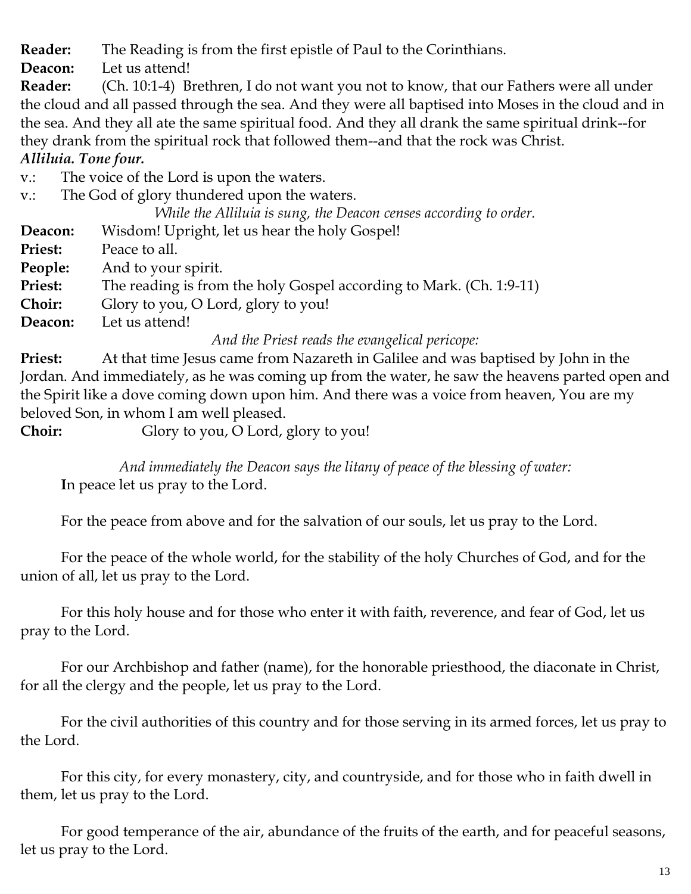**Reader:** The Reading is from the first epistle of Paul to the Corinthians.

**Deacon:** Let us attend!

**Reader:** (Ch. 10:1-4) Brethren, I do not want you not to know, that our Fathers were all under the cloud and all passed through the sea. And they were all baptised into Moses in the cloud and in the sea. And they all ate the same spiritual food. And they all drank the same spiritual drink--for they drank from the spiritual rock that followed them--and that the rock was Christ.

***Alliluia. Tone four.***

v.: The voice of the Lord is upon the waters.

v.: The God of glory thundered upon the waters.

*While the Alliluia is sung, the Deacon censes according to order.*

**Deacon:** Wisdom! Upright, let us hear the holy Gospel!

**Priest:** Peace to all.

**People:** And to your spirit.

**Priest:** The reading is from the holy Gospel according to Mark. (Ch. 1:9-11)

**Choir:** Glory to you, O Lord, glory to you!

**Deacon:** Let us attend!

*And the Priest reads the evangelical pericope:*

**Priest:** At that time Jesus came from Nazareth in Galilee and was baptised by John in the Jordan. And immediately, as he was coming up from the water, he saw the heavens parted open and the Spirit like a dove coming down upon him. And there was a voice from heaven, You are my beloved Son, in whom I am well pleased.

**Choir:** Glory to you, O Lord, glory to you!

*And immediately the Deacon says the litany of peace of the blessing of water:*

**I**n peace let us pray to the Lord.

For the peace from above and for the salvation of our souls, let us pray to the Lord.

For the peace of the whole world, for the stability of the holy Churches of God, and for the union of all, let us pray to the Lord.

For this holy house and for those who enter it with faith, reverence, and fear of God, let us pray to the Lord.

For our Archbishop and father (name), for the honorable priesthood, the diaconate in Christ, for all the clergy and the people, let us pray to the Lord.

For the civil authorities of this country and for those serving in its armed forces, let us pray to the Lord.

For this city, for every monastery, city, and countryside, and for those who in faith dwell in them, let us pray to the Lord.

For good temperance of the air, abundance of the fruits of the earth, and for peaceful seasons, let us pray to the Lord.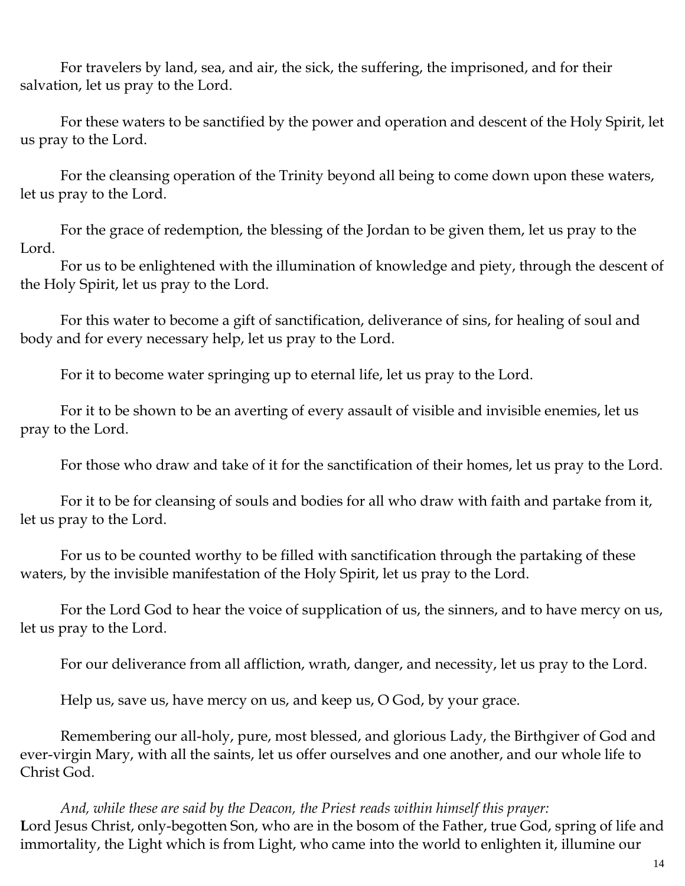For travelers by land, sea, and air, the sick, the suffering, the imprisoned, and for their salvation, let us pray to the Lord.

For these waters to be sanctified by the power and operation and descent of the Holy Spirit, let us pray to the Lord.

For the cleansing operation of the Trinity beyond all being to come down upon these waters, let us pray to the Lord.

For the grace of redemption, the blessing of the Jordan to be given them, let us pray to the Lord.

For us to be enlightened with the illumination of knowledge and piety, through the descent of the Holy Spirit, let us pray to the Lord.

For this water to become a gift of sanctification, deliverance of sins, for healing of soul and body and for every necessary help, let us pray to the Lord.

For it to become water springing up to eternal life, let us pray to the Lord.

For it to be shown to be an averting of every assault of visible and invisible enemies, let us pray to the Lord.

For those who draw and take of it for the sanctification of their homes, let us pray to the Lord.

For it to be for cleansing of souls and bodies for all who draw with faith and partake from it, let us pray to the Lord.

For us to be counted worthy to be filled with sanctification through the partaking of these waters, by the invisible manifestation of the Holy Spirit, let us pray to the Lord.

For the Lord God to hear the voice of supplication of us, the sinners, and to have mercy on us, let us pray to the Lord.

For our deliverance from all affliction, wrath, danger, and necessity, let us pray to the Lord.

Help us, save us, have mercy on us, and keep us, O God, by your grace.

Remembering our all-holy, pure, most blessed, and glorious Lady, the Birthgiver of God and ever-virgin Mary, with all the saints, let us offer ourselves and one another, and our whole life to Christ God.

*And, while these are said by the Deacon, the Priest reads within himself this prayer:*
**L**ord Jesus Christ, only-begotten Son, who are in the bosom of the Father, true God, spring of life and immortality, the Light which is from Light, who came into the world to enlighten it, illumine our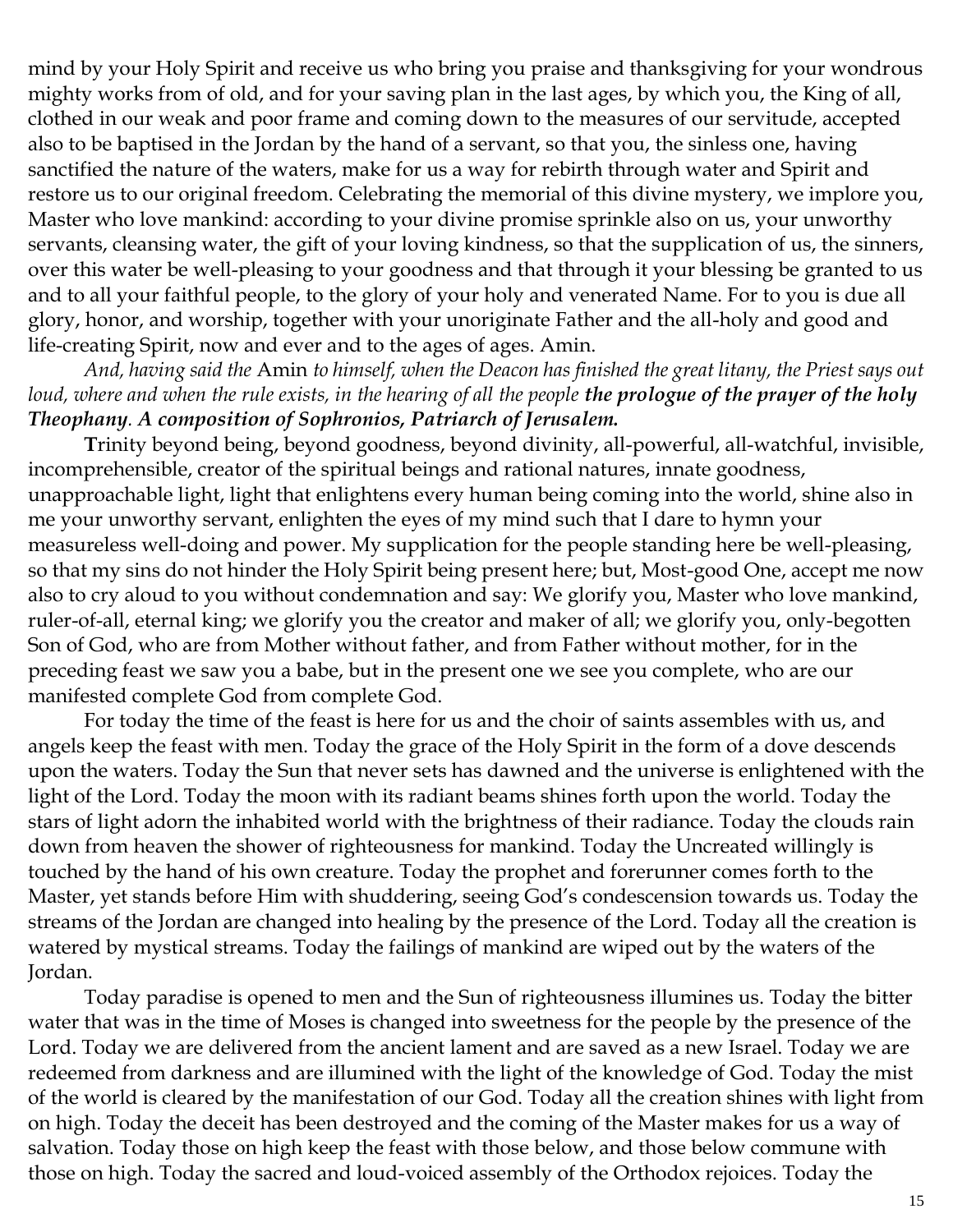mind by your Holy Spirit and receive us who bring you praise and thanksgiving for your wondrous mighty works from of old, and for your saving plan in the last ages, by which you, the King of all, clothed in our weak and poor frame and coming down to the measures of our servitude, accepted also to be baptised in the Jordan by the hand of a servant, so that you, the sinless one, having sanctified the nature of the waters, make for us a way for rebirth through water and Spirit and restore us to our original freedom. Celebrating the memorial of this divine mystery, we implore you, Master who love mankind: according to your divine promise sprinkle also on us, your unworthy servants, cleansing water, the gift of your loving kindness, so that the supplication of us, the sinners, over this water be well-pleasing to your goodness and that through it your blessing be granted to us and to all your faithful people, to the glory of your holy and venerated Name. For to you is due all glory, honor, and worship, together with your unoriginate Father and the all-holy and good and life-creating Spirit, now and ever and to the ages of ages. Amin.

*And, having said the* Amin *to himself, when the Deacon has finished the great litany, the Priest says out loud, where and when the rule exists, in the hearing of all the people* ***the prologue of the prayer of the holy Theophany. A composition of Sophronios, Patriarch of Jerusalem.***

**T**rinity beyond being, beyond goodness, beyond divinity, all-powerful, all-watchful, invisible, incomprehensible, creator of the spiritual beings and rational natures, innate goodness, unapproachable light, light that enlightens every human being coming into the world, shine also in me your unworthy servant, enlighten the eyes of my mind such that I dare to hymn your measureless well-doing and power. My supplication for the people standing here be well-pleasing, so that my sins do not hinder the Holy Spirit being present here; but, Most-good One, accept me now also to cry aloud to you without condemnation and say: We glorify you, Master who love mankind, ruler-of-all, eternal king; we glorify you the creator and maker of all; we glorify you, only-begotten Son of God, who are from Mother without father, and from Father without mother, for in the preceding feast we saw you a babe, but in the present one we see you complete, who are our manifested complete God from complete God.

For today the time of the feast is here for us and the choir of saints assembles with us, and angels keep the feast with men. Today the grace of the Holy Spirit in the form of a dove descends upon the waters. Today the Sun that never sets has dawned and the universe is enlightened with the light of the Lord. Today the moon with its radiant beams shines forth upon the world. Today the stars of light adorn the inhabited world with the brightness of their radiance. Today the clouds rain down from heaven the shower of righteousness for mankind. Today the Uncreated willingly is touched by the hand of his own creature. Today the prophet and forerunner comes forth to the Master, yet stands before Him with shuddering, seeing God's condescension towards us. Today the streams of the Jordan are changed into healing by the presence of the Lord. Today all the creation is watered by mystical streams. Today the failings of mankind are wiped out by the waters of the Jordan.

Today paradise is opened to men and the Sun of righteousness illumines us. Today the bitter water that was in the time of Moses is changed into sweetness for the people by the presence of the Lord. Today we are delivered from the ancient lament and are saved as a new Israel. Today we are redeemed from darkness and are illumined with the light of the knowledge of God. Today the mist of the world is cleared by the manifestation of our God. Today all the creation shines with light from on high. Today the deceit has been destroyed and the coming of the Master makes for us a way of salvation. Today those on high keep the feast with those below, and those below commune with those on high. Today the sacred and loud-voiced assembly of the Orthodox rejoices. Today the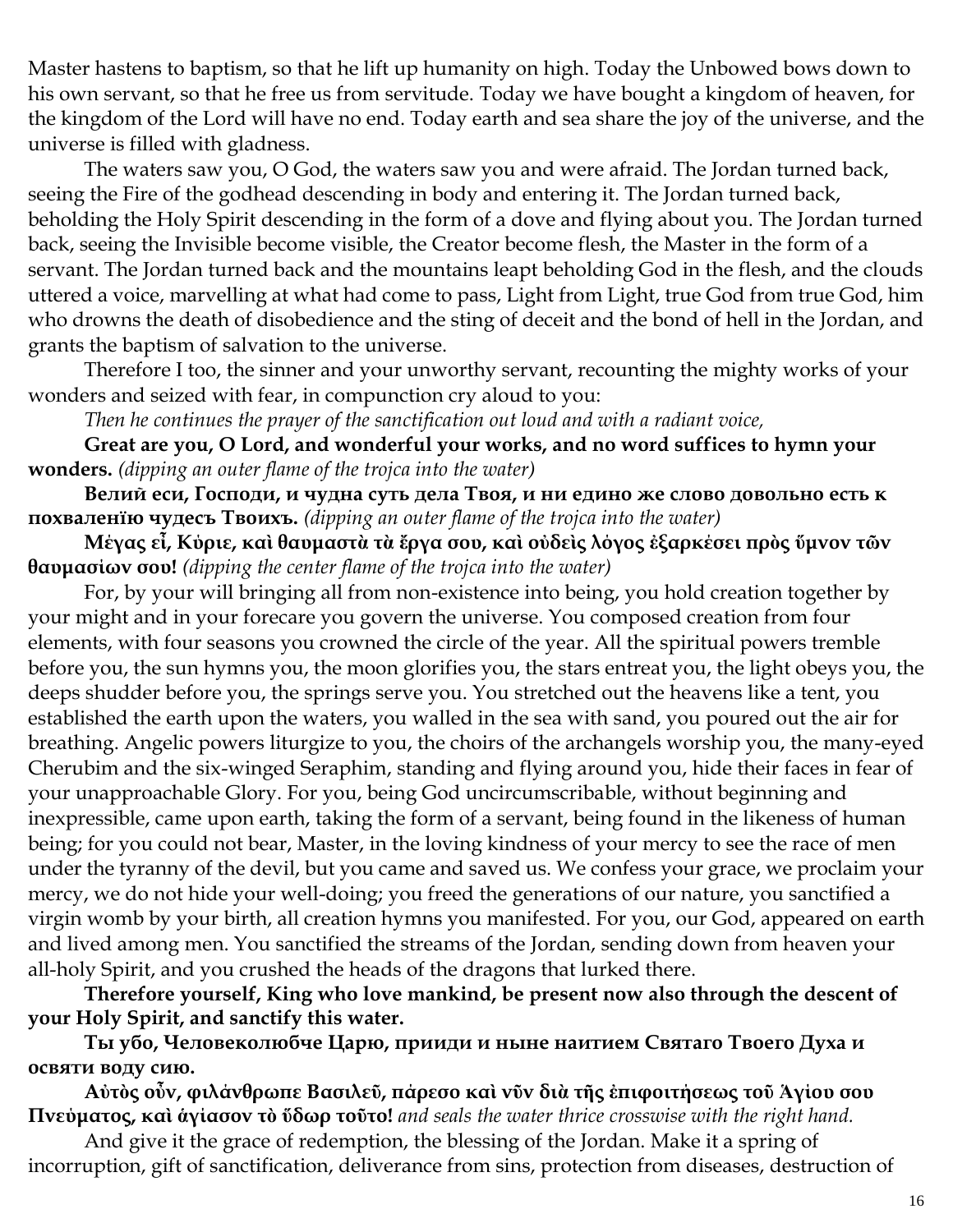Master hastens to baptism, so that he lift up humanity on high. Today the Unbowed bows down to his own servant, so that he free us from servitude. Today we have bought a kingdom of heaven, for the kingdom of the Lord will have no end. Today earth and sea share the joy of the universe, and the universe is filled with gladness.

The waters saw you, O God, the waters saw you and were afraid. The Jordan turned back, seeing the Fire of the godhead descending in body and entering it. The Jordan turned back, beholding the Holy Spirit descending in the form of a dove and flying about you. The Jordan turned back, seeing the Invisible become visible, the Creator become flesh, the Master in the form of a servant. The Jordan turned back and the mountains leapt beholding God in the flesh, and the clouds uttered a voice, marvelling at what had come to pass, Light from Light, true God from true God, him who drowns the death of disobedience and the sting of deceit and the bond of hell in the Jordan, and grants the baptism of salvation to the universe.

Therefore I too, the sinner and your unworthy servant, recounting the mighty works of your wonders and seized with fear, in compunction cry aloud to you:

*Then he continues the prayer of the sanctification out loud and with a radiant voice,*

**Great are you, O Lord, and wonderful your works, and no word suffices to hymn your wonders.** *(dipping an outer flame of the trojca into the water)*

**Велий еси, Господи, и чудна суть дела Твоя, и ни едино же слово довольно есть к похваленїю чудесъ Твоихъ.** *(dipping an outer flame of the trojca into the water)*

**Μέγας εἶ, Κύριε, καὶ θαυμαστὰ τὰ ἔργα σου, καὶ οὐδεὶς λόγος ἐξαρκέσει πρὸς ὕμνον τῶν θαυμασίων σου!** *(dipping the center flame of the trojca into the water)*

For, by your will bringing all from non-existence into being, you hold creation together by your might and in your forecare you govern the universe. You composed creation from four elements, with four seasons you crowned the circle of the year. All the spiritual powers tremble before you, the sun hymns you, the moon glorifies you, the stars entreat you, the light obeys you, the deeps shudder before you, the springs serve you. You stretched out the heavens like a tent, you established the earth upon the waters, you walled in the sea with sand, you poured out the air for breathing. Angelic powers liturgize to you, the choirs of the archangels worship you, the many-eyed Cherubim and the six-winged Seraphim, standing and flying around you, hide their faces in fear of your unapproachable Glory. For you, being God uncircumscribable, without beginning and inexpressible, came upon earth, taking the form of a servant, being found in the likeness of human being; for you could not bear, Master, in the loving kindness of your mercy to see the race of men under the tyranny of the devil, but you came and saved us. We confess your grace, we proclaim your mercy, we do not hide your well-doing; you freed the generations of our nature, you sanctified a virgin womb by your birth, all creation hymns you manifested. For you, our God, appeared on earth and lived among men. You sanctified the streams of the Jordan, sending down from heaven your all-holy Spirit, and you crushed the heads of the dragons that lurked there.

**Therefore yourself, King who love mankind, be present now also through the descent of your Holy Spirit, and sanctify this water.**

**Ты убо, Человеколюбче Царю, прииди и ныне наитием Святаго Твоего Духа и освяти воду сию.**

**Αὐτὸς οὖν, φιλάνθρωπε Βασιλεῦ, πάρεσο καὶ νῦν διὰ τῆς ἐπιφοιτήσεως τοῦ Ἁγίου σου Πνεύματος, καὶ ἁγίασον τὸ ὕδωρ τοῦτο!** *and seals the water thrice crosswise with the right hand.*

And give it the grace of redemption, the blessing of the Jordan. Make it a spring of incorruption, gift of sanctification, deliverance from sins, protection from diseases, destruction of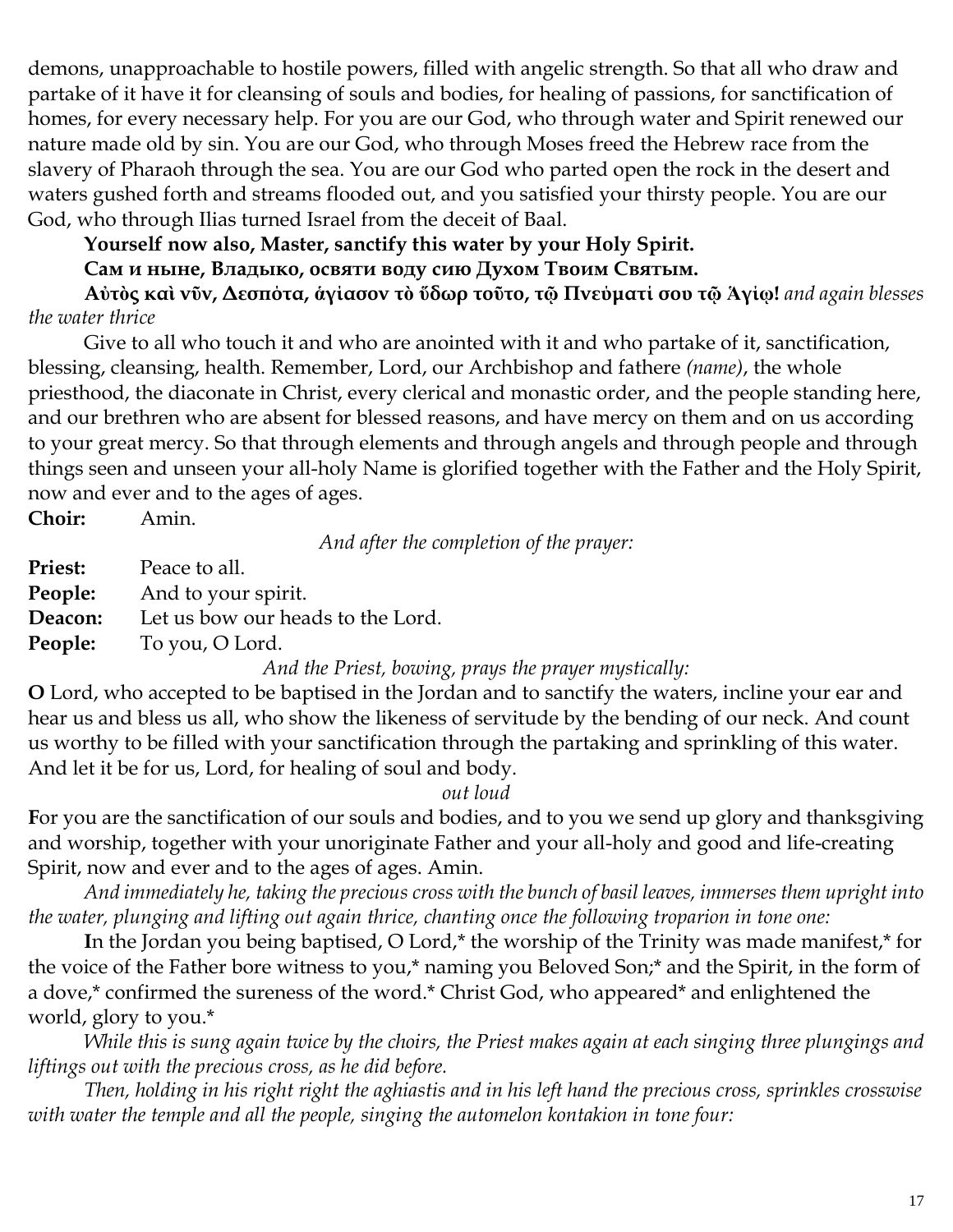demons, unapproachable to hostile powers, filled with angelic strength. So that all who draw and partake of it have it for cleansing of souls and bodies, for healing of passions, for sanctification of homes, for every necessary help. For you are our God, who through water and Spirit renewed our nature made old by sin. You are our God, who through Moses freed the Hebrew race from the slavery of Pharaoh through the sea. You are our God who parted open the rock in the desert and waters gushed forth and streams flooded out, and you satisfied your thirsty people. You are our God, who through Ilias turned Israel from the deceit of Baal.

**Yourself now also, Master, sanctify this water by your Holy Spirit.**

**Сам и ныне, Владыко, освяти воду сию Духом Твоим Святым.**

**Αὐτὸς καὶ νῦν, Δεσπότα, ἁγίασον τὸ ὕδωρ τοῦτο, τῷ Πνεύματί σου τῷ Ἁγίῳ!** *and again blesses the water thrice*

Give to all who touch it and who are anointed with it and who partake of it, sanctification, blessing, cleansing, health. Remember, Lord, our Archbishop and fathere *(name)*, the whole priesthood, the diaconate in Christ, every clerical and monastic order, and the people standing here, and our brethren who are absent for blessed reasons, and have mercy on them and on us according to your great mercy. So that through elements and through angels and through people and through things seen and unseen your all-holy Name is glorified together with the Father and the Holy Spirit, now and ever and to the ages of ages.

**Choir:** Amin.

*And after the completion of the prayer:*

**Priest:** Peace to all.
**People:** And to your spirit.
**Deacon:** Let us bow our heads to the Lord.
**People:** To you, O Lord.

*And the Priest, bowing, prays the prayer mystically:*

**O** Lord, who accepted to be baptised in the Jordan and to sanctify the waters, incline your ear and hear us and bless us all, who show the likeness of servitude by the bending of our neck. And count us worthy to be filled with your sanctification through the partaking and sprinkling of this water. And let it be for us, Lord, for healing of soul and body.

*out loud*

**F**or you are the sanctification of our souls and bodies, and to you we send up glory and thanksgiving and worship, together with your unoriginate Father and your all-holy and good and life-creating Spirit, now and ever and to the ages of ages. Amin.

*And immediately he, taking the precious cross with the bunch of basil leaves, immerses them upright into the water, plunging and lifting out again thrice, chanting once the following troparion in tone one:*

**I**n the Jordan you being baptised, O Lord,* the worship of the Trinity was made manifest,* for the voice of the Father bore witness to you,* naming you Beloved Son;* and the Spirit, in the form of a dove,* confirmed the sureness of the word.* Christ God, who appeared* and enlightened the world, glory to you.*

*While this is sung again twice by the choirs, the Priest makes again at each singing three plungings and liftings out with the precious cross, as he did before.*

*Then, holding in his right right the aghiastis and in his left hand the precious cross, sprinkles crosswise with water the temple and all the people, singing the automelon kontakion in tone four:*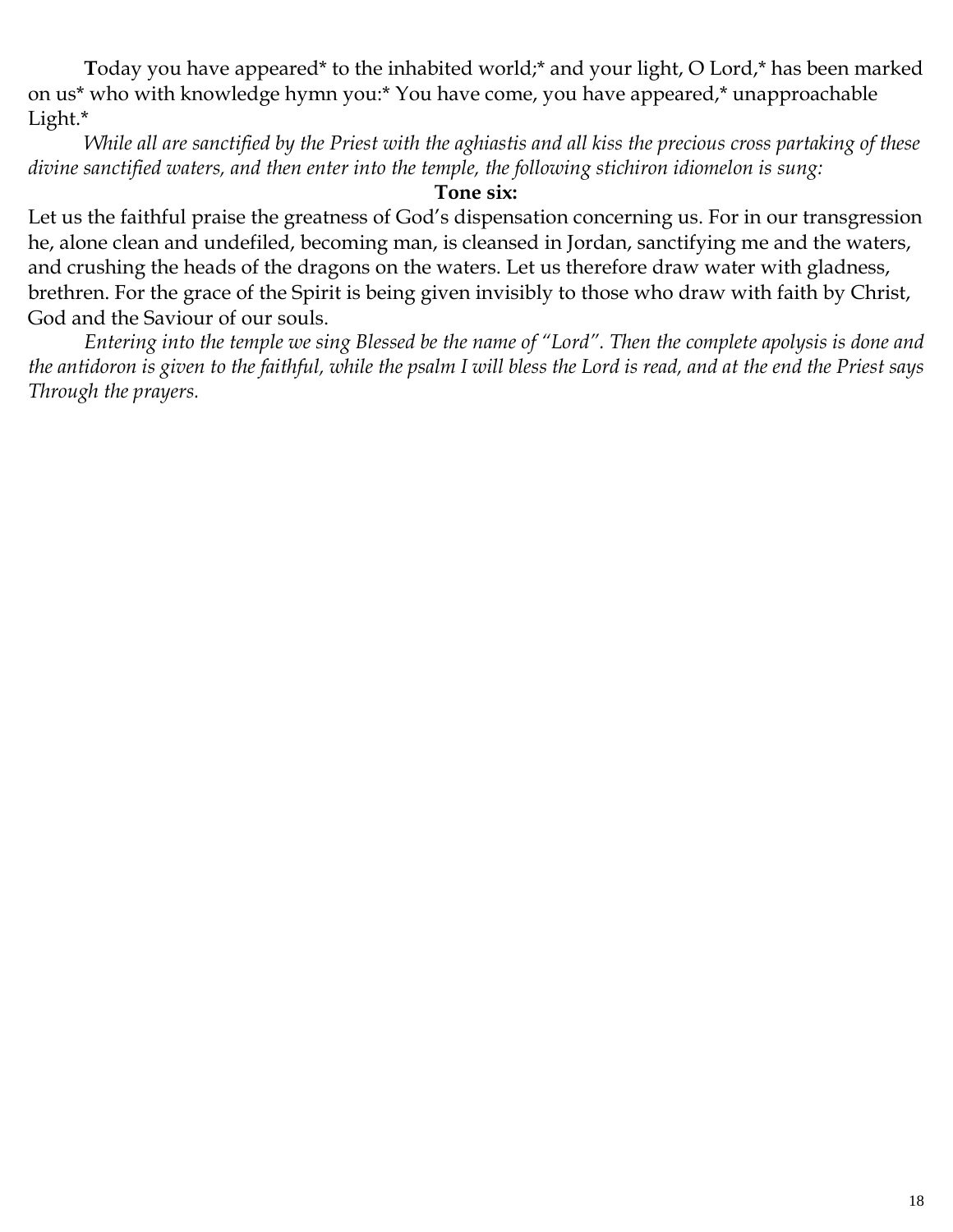**T**oday you have appeared* to the inhabited world;* and your light, O Lord,* has been marked on us* who with knowledge hymn you:* You have come, you have appeared,* unapproachable Light.*

*While all are sanctified by the Priest with the aghiastis and all kiss the precious cross partaking of these divine sanctified waters, and then enter into the temple, the following stichiron idiomelon is sung:*

**Tone six:**

Let us the faithful praise the greatness of God's dispensation concerning us. For in our transgression he, alone clean and undefiled, becoming man, is cleansed in Jordan, sanctifying me and the waters, and crushing the heads of the dragons on the waters. Let us therefore draw water with gladness, brethren. For the grace of the Spirit is being given invisibly to those who draw with faith by Christ, God and the Saviour of our souls.

*Entering into the temple we sing Blessed be the name of "Lord". Then the complete apolysis is done and the antidoron is given to the faithful, while the psalm I will bless the Lord is read, and at the end the Priest says Through the prayers.*